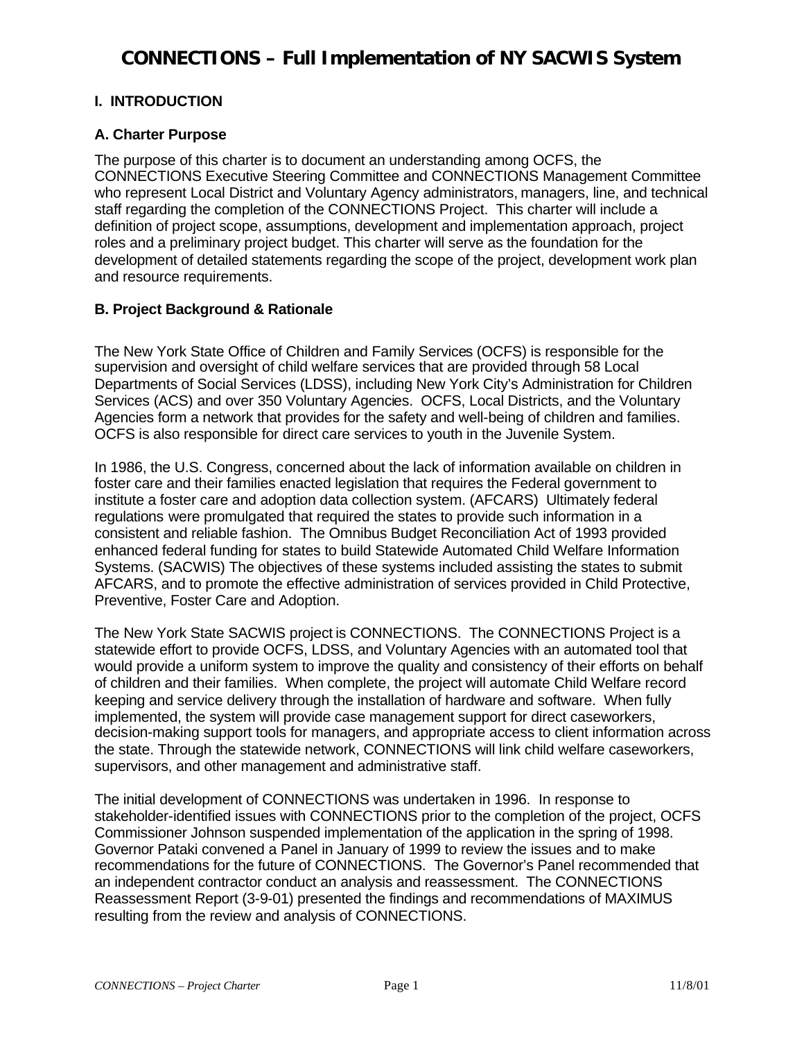# CONNECTIONS – Full Implementation of NY SACWIS System

## I. INTRODUCTION

### A. Charter Purpose

The purpose of this charter is to document an understanding among OCFS, the CONNECTIONS Executive Steering Committee and CONNECTIONS Management Committee who represent Local District and Voluntary Agency administrators, managers, line, and technical staff regarding the completion of the CONNECTIONS Project. This charter will include a definition of project scope, assumptions, development and implementation approach, project roles and a preliminary project budget. This charter will serve as the foundation for the development of detailed statements regarding the scope of the project, development work plan and resource requirements.

### B. Project Background & Rationale

The New York State Office of Children and Family Services (OCFS) is responsible for the supervision and oversight of child welfare services that are provided through 58 Local Departments of Social Services (LDSS), including New York City's Administration for Children Services (ACS) and over 350 Voluntary Agencies. OCFS, Local Districts, and the Voluntary Agencies form a network that provides for the safety and well-being of children and families. OCFS is also responsible for direct care services to youth in the Juvenile System.

In 1986, the U.S. Congress, concerned about the lack of information available on children in foster care and their families enacted legislation that requires the Federal government to institute a foster care and adoption data collection system. (AFCARS) Ultimately federal regulations were promulgated that required the states to provide such information in a consistent and reliable fashion. The Omnibus Budget Reconciliation Act of 1993 provided enhanced federal funding for states to build Statewide Automated Child Welfare Information Systems. (SACWIS) The objectives of these systems included assisting the states to submit AFCARS, and to promote the effective administration of services provided in Child Protective, Preventive, Foster Care and Adoption.

The New York State SACWIS project is CONNECTIONS. The CONNECTIONS Project is a statewide effort to provide OCFS, LDSS, and Voluntary Agencies with an automated tool that would provide a uniform system to improve the quality and consistency of their efforts on behalf of children and their families. When complete, the project will automate Child Welfare record keeping and service delivery through the installation of hardware and software. When fully implemented, the system will provide case management support for direct caseworkers, decision-making support tools for managers, and appropriate access to client information across the state. Through the statewide network, CONNECTIONS will link child welfare caseworkers, supervisors, and other management and administrative staff.

The initial development of CONNECTIONS was undertaken in 1996. In response to stakeholder-identified issues with CONNECTIONS prior to the completion of the project, OCFS Commissioner Johnson suspended implementation of the application in the spring of 1998. Governor Pataki convened a Panel in January of 1999 to review the issues and to make recommendations for the future of CONNECTIONS. The Governor's Panel recommended that an independent contractor conduct an analysis and reassessment. The CONNECTIONS Reassessment Report (3-9-01) presented the findings and recommendations of MAXIMUS resulting from the review and analysis of CONNECTIONS.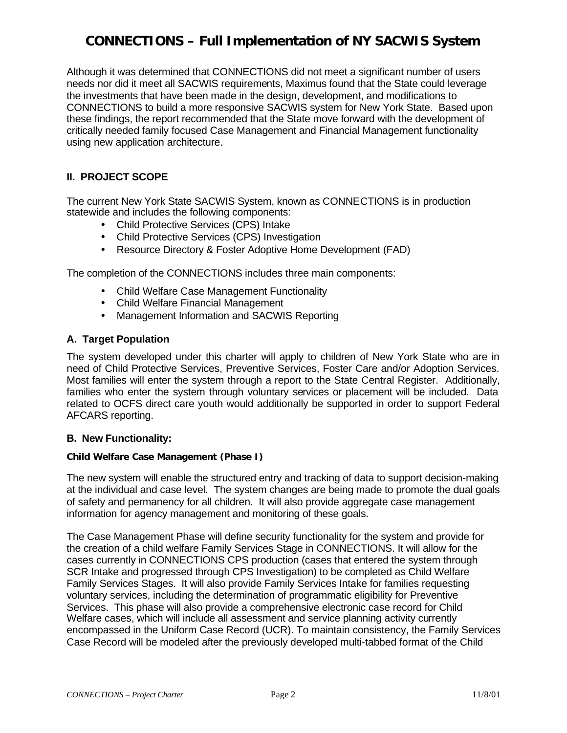Although it was determined that CONNECTIONS did not meet a significant number of users needs nor did it meet all SACWIS requirements, Maximus found that the State could leverage the investments that have been made in the design, development, and modifications to CONNECTIONS to build a more responsive SACWIS system for New York State. Based upon these findings, the report recommended that the State move forward with the development of critically needed family focused Case Management and Financial Management functionality using new application architecture.

## II. PROJECT SCOPE

The current New York State SACWIS System, known as CONNECTIONS is in production statewide and includes the following components:

- Child Protective Services (CPS) Intake
- Child Protective Services (CPS) Investigation
- Resource Directory & Foster Adoptive Home Development (FAD)

The completion of the CONNECTIONS includes three main components:

- Child Welfare Case Management Functionality
- Child Welfare Financial Management
- Management Information and SACWIS Reporting

### A. Target Population

The system developed under this charter will apply to children of New York State who are in need of Child Protective Services, Preventive Services, Foster Care and/or Adoption Services. Most families will enter the system through a report to the State Central Register. Additionally, families who enter the system through voluntary services or placement will be included. Data related to OCFS direct care youth would additionally be supported in order to support Federal AFCARS reporting.

### B. New Functionality:

#### Child Welfare Case Management (Phase I)

The new system will enable the structured entry and tracking of data to support decision-making at the individual and case level. The system changes are being made to promote the dual goals of safety and permanency for all children. It will also provide aggregate case management information for agency management and monitoring of these goals.

The Case Management Phase will define security functionality for the system and provide for the creation of a child welfare Family Services Stage in CONNECTIONS. It will allow for the cases currently in CONNECTIONS CPS production (cases that entered the system through SCR Intake and progressed through CPS Investigation) to be completed as Child Welfare Family Services Stages. It will also provide Family Services Intake for families requesting voluntary services, including the determination of programmatic eligibility for Preventive Services. This phase will also provide a comprehensive electronic case record for Child Welfare cases, which will include all assessment and service planning activity currently encompassed in the Uniform Case Record (UCR). To maintain consistency, the Family Services Case Record will be modeled after the previously developed multi-tabbed format of the Child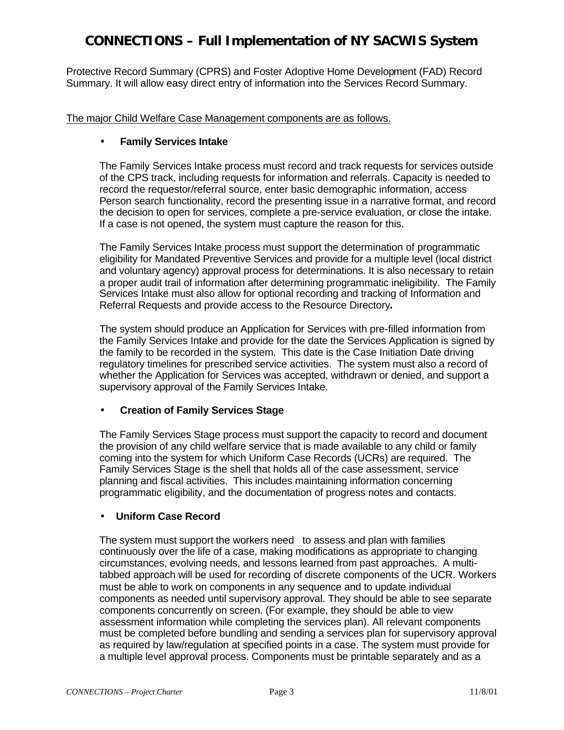Protective Record Summary (CPRS) and Foster Adoptive Home Development (FAD) Record Summary. It will allow easy direct entry of information into the Services Record Summary.

The major Child Welfare Case Management components are as follows.

- **Family Services Intake**

  The Family Services Intake process must record and track requests for services outside of the CPS track, including requests for information and referrals. Capacity is needed to record the requestor/referral source, enter basic demographic information, access Person search functionality, record the presenting issue in a narrative format, and record the decision to open for services, complete a pre-service evaluation, or close the intake. If a case is not opened, the system must capture the reason for this.

  The Family Services Intake process must support the determination of programmatic eligibility for Mandated Preventive Services and provide for a multiple level (local district and voluntary agency) approval process for determinations. It is also necessary to retain a proper audit trail of information after determining programmatic ineligibility. The Family Services Intake must also allow for optional recording and tracking of Information and Referral Requests and provide access to the Resource Directory**.**

  The system should produce an Application for Services with pre-filled information from the Family Services Intake and provide for the date the Services Application is signed by the family to be recorded in the system. This date is the Case Initiation Date driving regulatory timelines for prescribed service activities. The system must also a record of whether the Application for Services was accepted, withdrawn or denied, and support a supervisory approval of the Family Services Intake.

- **Creation of Family Services Stage**

  The Family Services Stage process must support the capacity to record and document the provision of any child welfare service that is made available to any child or family coming into the system for which Uniform Case Records (UCRs) are required. The Family Services Stage is the shell that holds all of the case assessment, service planning and fiscal activities. This includes maintaining information concerning programmatic eligibility, and the documentation of progress notes and contacts.

- **Uniform Case Record**

  The system must support the workers need to assess and plan with families continuously over the life of a case, making modifications as appropriate to changing circumstances, evolving needs, and lessons learned from past approaches. A multi-tabbed approach will be used for recording of discrete components of the UCR. Workers must be able to work on components in any sequence and to update individual components as needed until supervisory approval. They should be able to see separate components concurrently on screen. (For example, they should be able to view assessment information while completing the services plan). All relevant components must be completed before bundling and sending a services plan for supervisory approval as required by law/regulation at specified points in a case. The system must provide for a multiple level approval process. Components must be printable separately and as a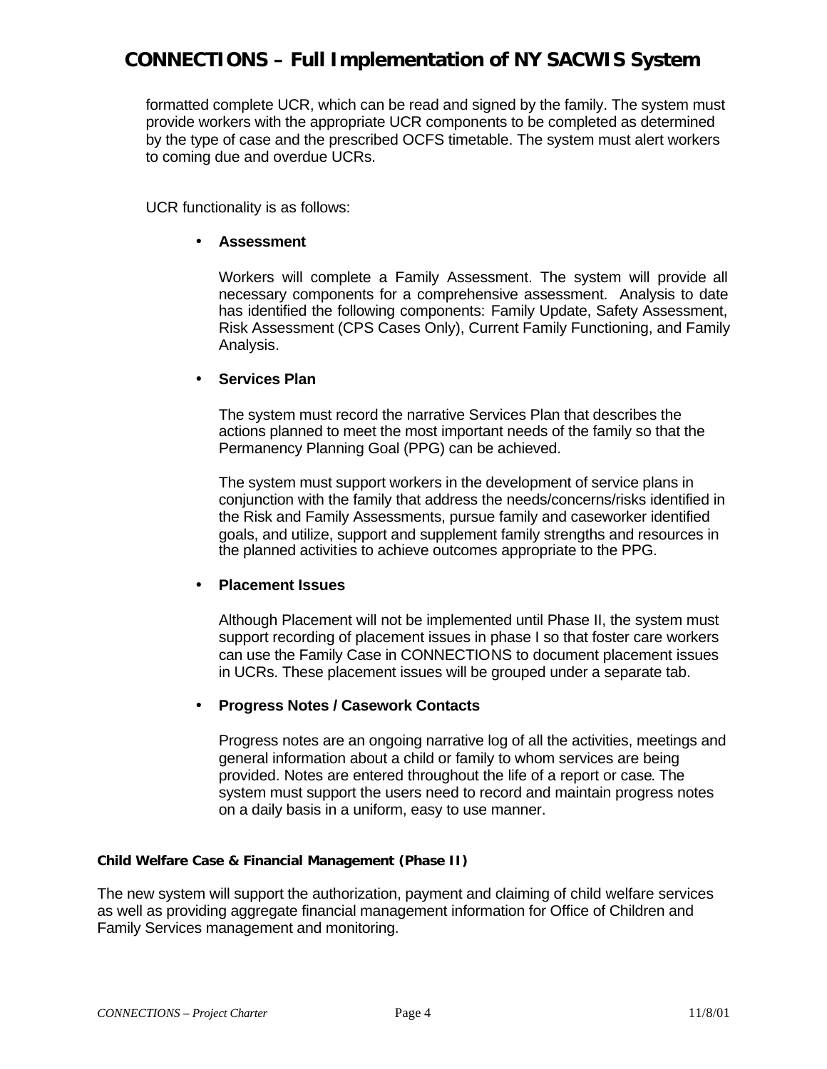formatted complete UCR, which can be read and signed by the family. The system must provide workers with the appropriate UCR components to be completed as determined by the type of case and the prescribed OCFS timetable. The system must alert workers to coming due and overdue UCRs.

UCR functionality is as follows:

- **Assessment**

  Workers will complete a Family Assessment. The system will provide all necessary components for a comprehensive assessment. Analysis to date has identified the following components: Family Update, Safety Assessment, Risk Assessment (CPS Cases Only), Current Family Functioning, and Family Analysis.

- **Services Plan**

  The system must record the narrative Services Plan that describes the actions planned to meet the most important needs of the family so that the Permanency Planning Goal (PPG) can be achieved.

  The system must support workers in the development of service plans in conjunction with the family that address the needs/concerns/risks identified in the Risk and Family Assessments, pursue family and caseworker identified goals, and utilize, support and supplement family strengths and resources in the planned activities to achieve outcomes appropriate to the PPG.

- **Placement Issues**

  Although Placement will not be implemented until Phase II, the system must support recording of placement issues in phase I so that foster care workers can use the Family Case in CONNECTIONS to document placement issues in UCRs. These placement issues will be grouped under a separate tab.

- **Progress Notes / Casework Contacts**

  Progress notes are an ongoing narrative log of all the activities, meetings and general information about a child or family to whom services are being provided. Notes are entered throughout the life of a report or case. The system must support the users need to record and maintain progress notes on a daily basis in a uniform, easy to use manner.

#### Child Welfare Case & Financial Management (Phase II)

The new system will support the authorization, payment and claiming of child welfare services as well as providing aggregate financial management information for Office of Children and Family Services management and monitoring.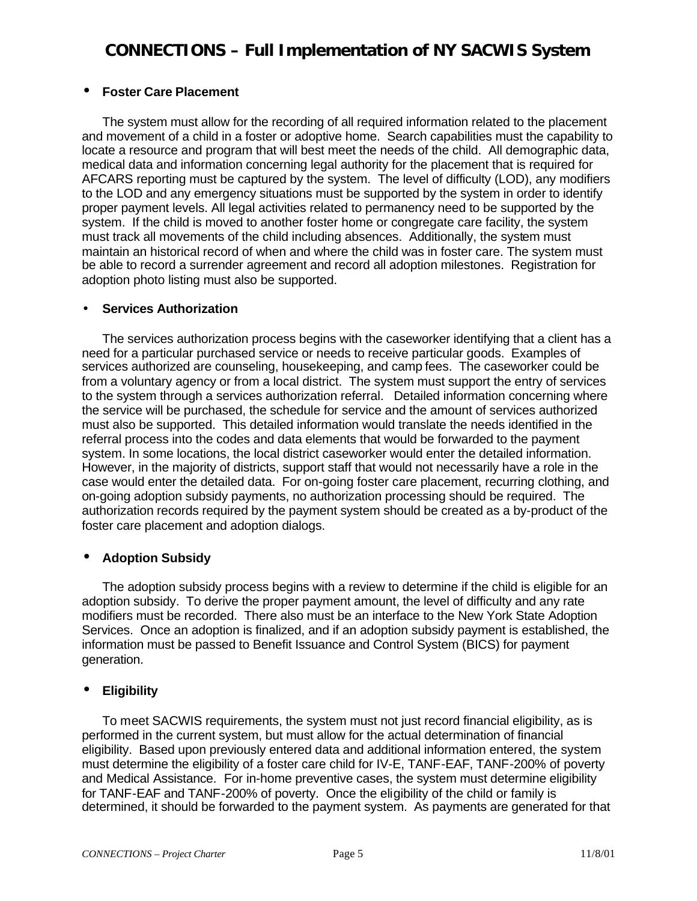- **Foster Care Placement**

The system must allow for the recording of all required information related to the placement and movement of a child in a foster or adoptive home. Search capabilities must the capability to locate a resource and program that will best meet the needs of the child. All demographic data, medical data and information concerning legal authority for the placement that is required for AFCARS reporting must be captured by the system. The level of difficulty (LOD), any modifiers to the LOD and any emergency situations must be supported by the system in order to identify proper payment levels. All legal activities related to permanency need to be supported by the system. If the child is moved to another foster home or congregate care facility, the system must track all movements of the child including absences. Additionally, the system must maintain an historical record of when and where the child was in foster care. The system must be able to record a surrender agreement and record all adoption milestones. Registration for adoption photo listing must also be supported.

- **Services Authorization**

The services authorization process begins with the caseworker identifying that a client has a need for a particular purchased service or needs to receive particular goods. Examples of services authorized are counseling, housekeeping, and camp fees. The caseworker could be from a voluntary agency or from a local district. The system must support the entry of services to the system through a services authorization referral. Detailed information concerning where the service will be purchased, the schedule for service and the amount of services authorized must also be supported. This detailed information would translate the needs identified in the referral process into the codes and data elements that would be forwarded to the payment system. In some locations, the local district caseworker would enter the detailed information. However, in the majority of districts, support staff that would not necessarily have a role in the case would enter the detailed data. For on-going foster care placement, recurring clothing, and on-going adoption subsidy payments, no authorization processing should be required. The authorization records required by the payment system should be created as a by-product of the foster care placement and adoption dialogs.

- **Adoption Subsidy**

The adoption subsidy process begins with a review to determine if the child is eligible for an adoption subsidy. To derive the proper payment amount, the level of difficulty and any rate modifiers must be recorded. There also must be an interface to the New York State Adoption Services. Once an adoption is finalized, and if an adoption subsidy payment is established, the information must be passed to Benefit Issuance and Control System (BICS) for payment generation.

- **Eligibility**

To meet SACWIS requirements, the system must not just record financial eligibility, as is performed in the current system, but must allow for the actual determination of financial eligibility. Based upon previously entered data and additional information entered, the system must determine the eligibility of a foster care child for IV-E, TANF-EAF, TANF-200% of poverty and Medical Assistance. For in-home preventive cases, the system must determine eligibility for TANF-EAF and TANF-200% of poverty. Once the eligibility of the child or family is determined, it should be forwarded to the payment system. As payments are generated for that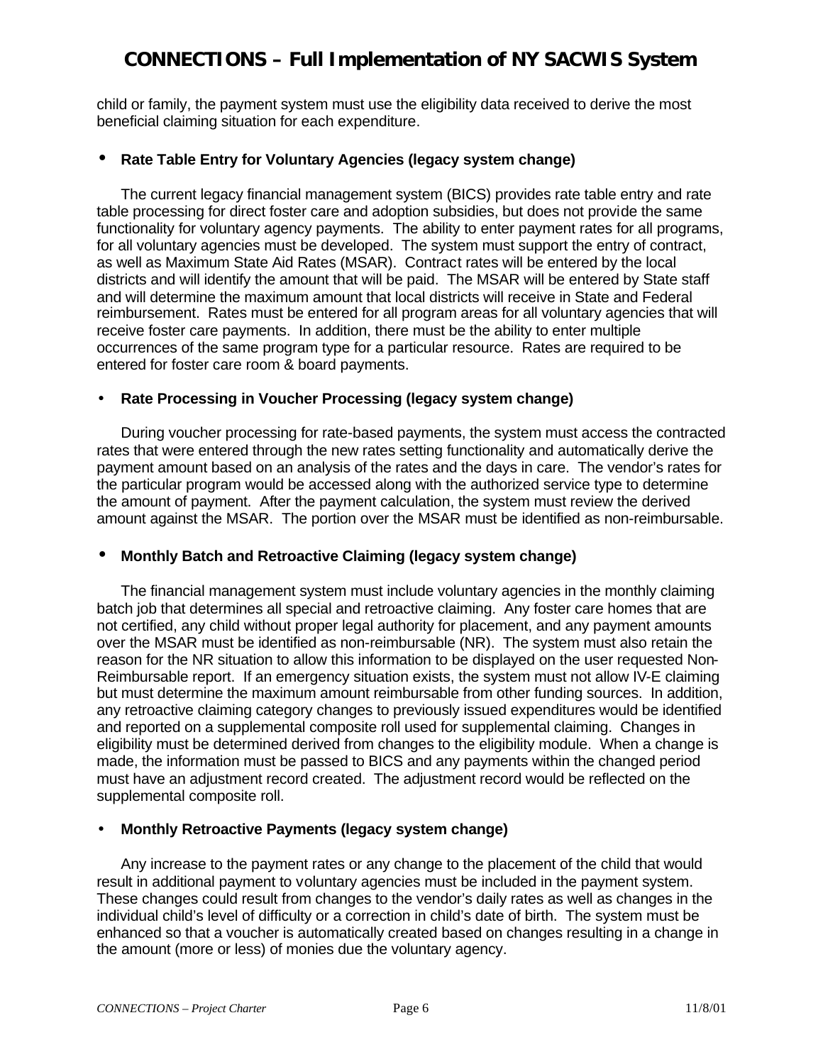child or family, the payment system must use the eligibility data received to derive the most beneficial claiming situation for each expenditure.

- **Rate Table Entry for Voluntary Agencies (legacy system change)**

  The current legacy financial management system (BICS) provides rate table entry and rate table processing for direct foster care and adoption subsidies, but does not provide the same functionality for voluntary agency payments. The ability to enter payment rates for all programs, for all voluntary agencies must be developed. The system must support the entry of contract, as well as Maximum State Aid Rates (MSAR). Contract rates will be entered by the local districts and will identify the amount that will be paid. The MSAR will be entered by State staff and will determine the maximum amount that local districts will receive in State and Federal reimbursement. Rates must be entered for all program areas for all voluntary agencies that will receive foster care payments. In addition, there must be the ability to enter multiple occurrences of the same program type for a particular resource. Rates are required to be entered for foster care room & board payments.

- **Rate Processing in Voucher Processing (legacy system change)**

  During voucher processing for rate-based payments, the system must access the contracted rates that were entered through the new rates setting functionality and automatically derive the payment amount based on an analysis of the rates and the days in care. The vendor's rates for the particular program would be accessed along with the authorized service type to determine the amount of payment. After the payment calculation, the system must review the derived amount against the MSAR. The portion over the MSAR must be identified as non-reimbursable.

- **Monthly Batch and Retroactive Claiming (legacy system change)**

  The financial management system must include voluntary agencies in the monthly claiming batch job that determines all special and retroactive claiming. Any foster care homes that are not certified, any child without proper legal authority for placement, and any payment amounts over the MSAR must be identified as non-reimbursable (NR). The system must also retain the reason for the NR situation to allow this information to be displayed on the user requested Non-Reimbursable report. If an emergency situation exists, the system must not allow IV-E claiming but must determine the maximum amount reimbursable from other funding sources. In addition, any retroactive claiming category changes to previously issued expenditures would be identified and reported on a supplemental composite roll used for supplemental claiming. Changes in eligibility must be determined derived from changes to the eligibility module. When a change is made, the information must be passed to BICS and any payments within the changed period must have an adjustment record created. The adjustment record would be reflected on the supplemental composite roll.

- **Monthly Retroactive Payments (legacy system change)**

  Any increase to the payment rates or any change to the placement of the child that would result in additional payment to voluntary agencies must be included in the payment system. These changes could result from changes to the vendor's daily rates as well as changes in the individual child's level of difficulty or a correction in child's date of birth. The system must be enhanced so that a voucher is automatically created based on changes resulting in a change in the amount (more or less) of monies due the voluntary agency.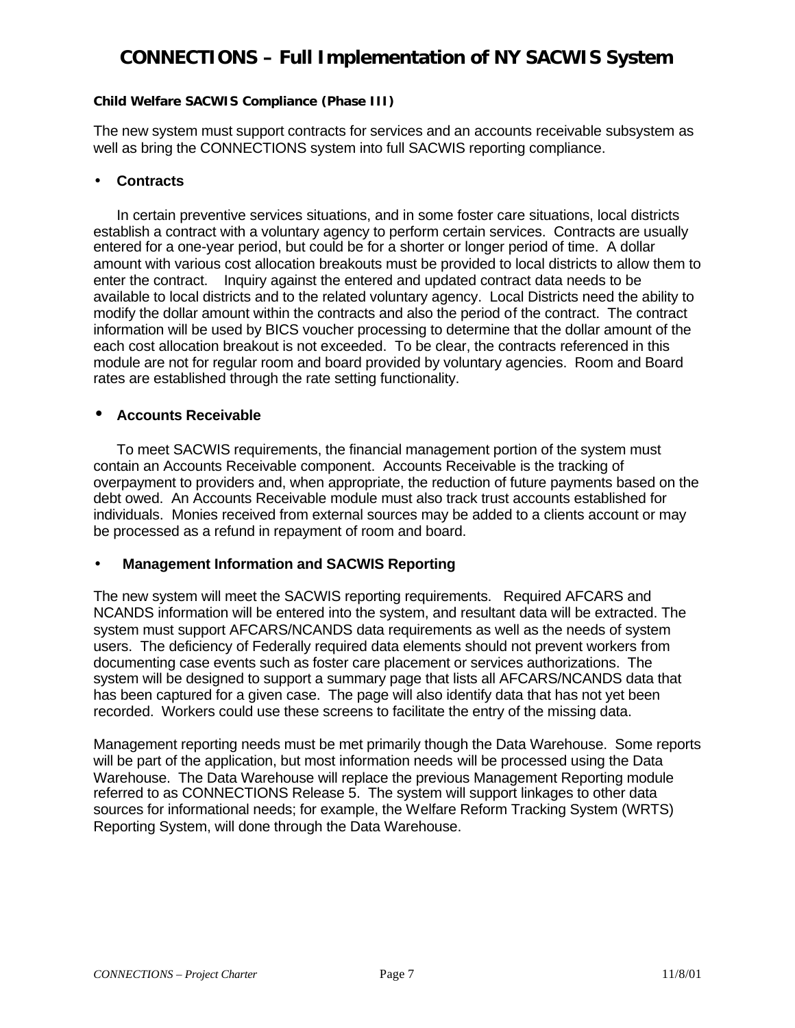# CONNECTIONS – Full Implementation of NY SACWIS System

**Child Welfare SACWIS Compliance (Phase III)**

The new system must support contracts for services and an accounts receivable subsystem as well as bring the CONNECTIONS system into full SACWIS reporting compliance.

- **Contracts**

In certain preventive services situations, and in some foster care situations, local districts establish a contract with a voluntary agency to perform certain services. Contracts are usually entered for a one-year period, but could be for a shorter or longer period of time. A dollar amount with various cost allocation breakouts must be provided to local districts to allow them to enter the contract. Inquiry against the entered and updated contract data needs to be available to local districts and to the related voluntary agency. Local Districts need the ability to modify the dollar amount within the contracts and also the period of the contract. The contract information will be used by BICS voucher processing to determine that the dollar amount of the each cost allocation breakout is not exceeded. To be clear, the contracts referenced in this module are not for regular room and board provided by voluntary agencies. Room and Board rates are established through the rate setting functionality.

- **Accounts Receivable**

To meet SACWIS requirements, the financial management portion of the system must contain an Accounts Receivable component. Accounts Receivable is the tracking of overpayment to providers and, when appropriate, the reduction of future payments based on the debt owed. An Accounts Receivable module must also track trust accounts established for individuals. Monies received from external sources may be added to a clients account or may be processed as a refund in repayment of room and board.

- **Management Information and SACWIS Reporting**

The new system will meet the SACWIS reporting requirements. Required AFCARS and NCANDS information will be entered into the system, and resultant data will be extracted. The system must support AFCARS/NCANDS data requirements as well as the needs of system users. The deficiency of Federally required data elements should not prevent workers from documenting case events such as foster care placement or services authorizations. The system will be designed to support a summary page that lists all AFCARS/NCANDS data that has been captured for a given case. The page will also identify data that has not yet been recorded. Workers could use these screens to facilitate the entry of the missing data.

Management reporting needs must be met primarily though the Data Warehouse. Some reports will be part of the application, but most information needs will be processed using the Data Warehouse. The Data Warehouse will replace the previous Management Reporting module referred to as CONNECTIONS Release 5. The system will support linkages to other data sources for informational needs; for example, the Welfare Reform Tracking System (WRTS) Reporting System, will done through the Data Warehouse.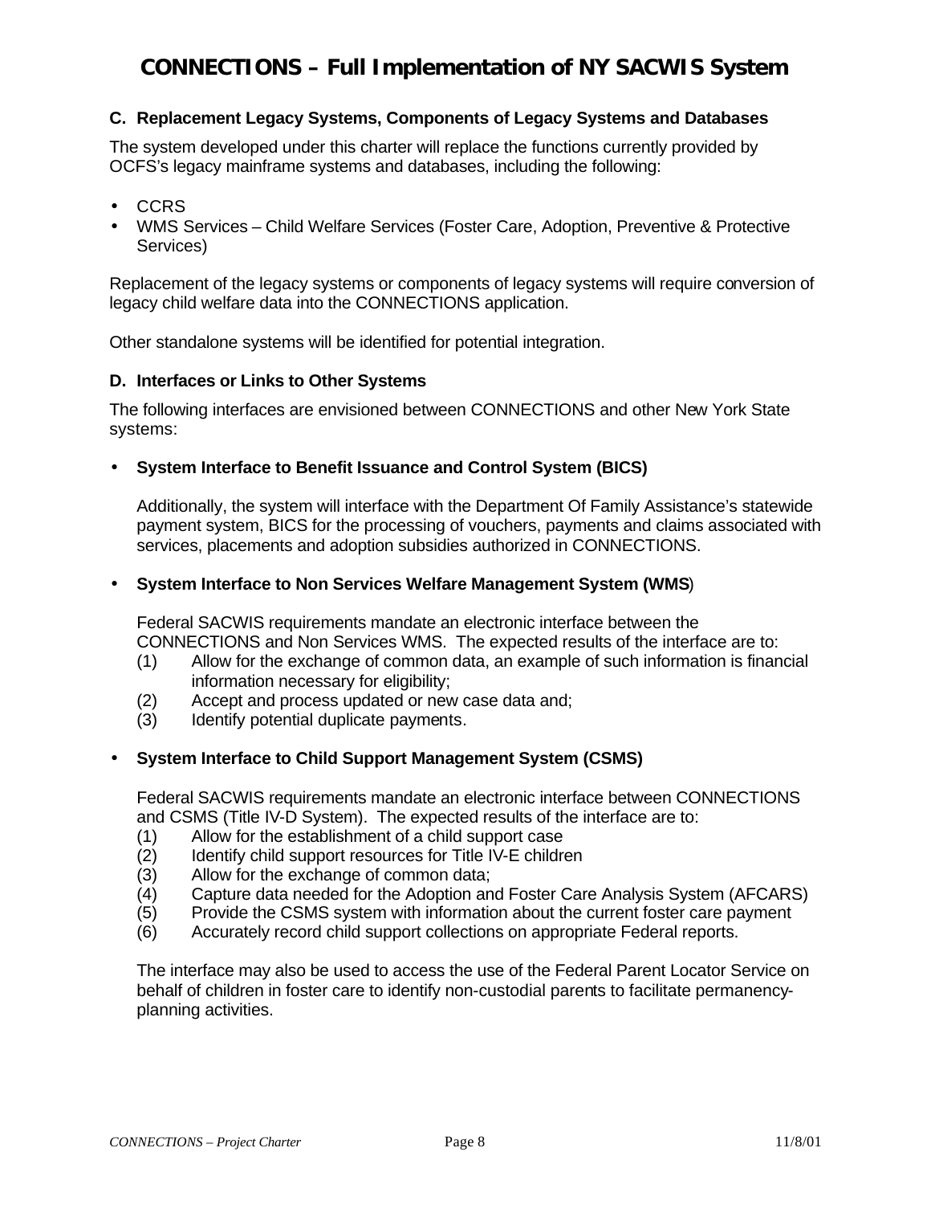### C. Replacement Legacy Systems, Components of Legacy Systems and Databases

The system developed under this charter will replace the functions currently provided by OCFS's legacy mainframe systems and databases, including the following:

- CCRS
- WMS Services – Child Welfare Services (Foster Care, Adoption, Preventive & Protective Services)

Replacement of the legacy systems or components of legacy systems will require conversion of legacy child welfare data into the CONNECTIONS application.

Other standalone systems will be identified for potential integration.

### D. Interfaces or Links to Other Systems

The following interfaces are envisioned between CONNECTIONS and other New York State systems:

- **System Interface to Benefit Issuance and Control System (BICS)**

  Additionally, the system will interface with the Department Of Family Assistance's statewide payment system, BICS for the processing of vouchers, payments and claims associated with services, placements and adoption subsidies authorized in CONNECTIONS.

- **System Interface to Non Services Welfare Management System (WMS)**

  Federal SACWIS requirements mandate an electronic interface between the CONNECTIONS and Non Services WMS. The expected results of the interface are to:
  (1) Allow for the exchange of common data, an example of such information is financial information necessary for eligibility;
  (2) Accept and process updated or new case data and;
  (3) Identify potential duplicate payments.

- **System Interface to Child Support Management System (CSMS)**

  Federal SACWIS requirements mandate an electronic interface between CONNECTIONS and CSMS (Title IV-D System). The expected results of the interface are to:
  (1) Allow for the establishment of a child support case
  (2) Identify child support resources for Title IV-E children
  (3) Allow for the exchange of common data;
  (4) Capture data needed for the Adoption and Foster Care Analysis System (AFCARS)
  (5) Provide the CSMS system with information about the current foster care payment
  (6) Accurately record child support collections on appropriate Federal reports.

  The interface may also be used to access the use of the Federal Parent Locator Service on behalf of children in foster care to identify non-custodial parents to facilitate permanency-planning activities.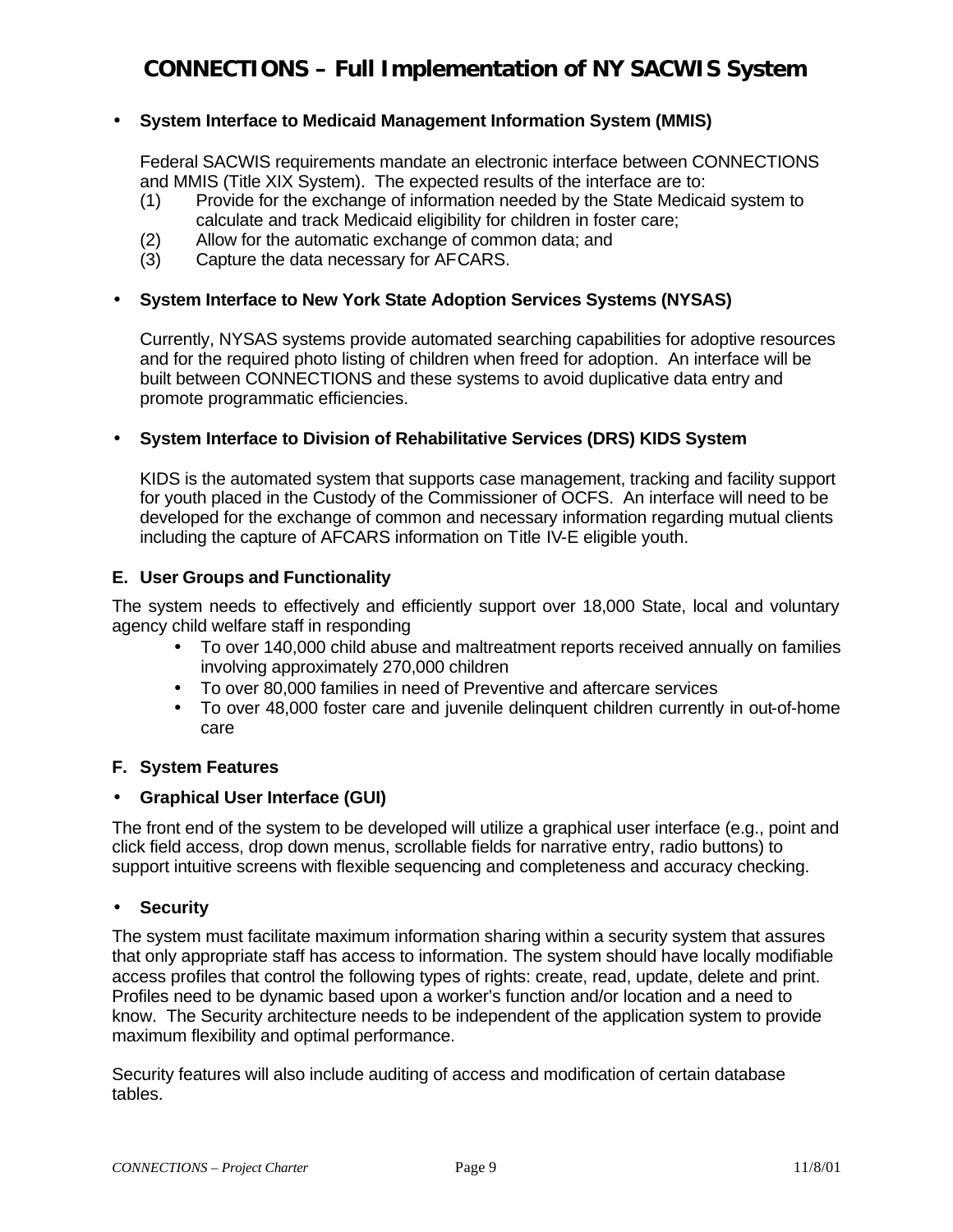- **System Interface to Medicaid Management Information System (MMIS)**

  Federal SACWIS requirements mandate an electronic interface between CONNECTIONS and MMIS (Title XIX System). The expected results of the interface are to:
  (1) Provide for the exchange of information needed by the State Medicaid system to calculate and track Medicaid eligibility for children in foster care;
  (2) Allow for the automatic exchange of common data; and
  (3) Capture the data necessary for AFCARS.

- **System Interface to New York State Adoption Services Systems (NYSAS)**

  Currently, NYSAS systems provide automated searching capabilities for adoptive resources and for the required photo listing of children when freed for adoption. An interface will be built between CONNECTIONS and these systems to avoid duplicative data entry and promote programmatic efficiencies.

- **System Interface to Division of Rehabilitative Services (DRS) KIDS System**

  KIDS is the automated system that supports case management, tracking and facility support for youth placed in the Custody of the Commissioner of OCFS. An interface will need to be developed for the exchange of common and necessary information regarding mutual clients including the capture of AFCARS information on Title IV-E eligible youth.

### E. User Groups and Functionality

The system needs to effectively and efficiently support over 18,000 State, local and voluntary agency child welfare staff in responding

- To over 140,000 child abuse and maltreatment reports received annually on families involving approximately 270,000 children
- To over 80,000 families in need of Preventive and aftercare services
- To over 48,000 foster care and juvenile delinquent children currently in out-of-home care

### F. System Features

- **Graphical User Interface (GUI)**

The front end of the system to be developed will utilize a graphical user interface (e.g., point and click field access, drop down menus, scrollable fields for narrative entry, radio buttons) to support intuitive screens with flexible sequencing and completeness and accuracy checking.

- **Security**

The system must facilitate maximum information sharing within a security system that assures that only appropriate staff has access to information. The system should have locally modifiable access profiles that control the following types of rights: create, read, update, delete and print. Profiles need to be dynamic based upon a worker's function and/or location and a need to know. The Security architecture needs to be independent of the application system to provide maximum flexibility and optimal performance.

Security features will also include auditing of access and modification of certain database tables.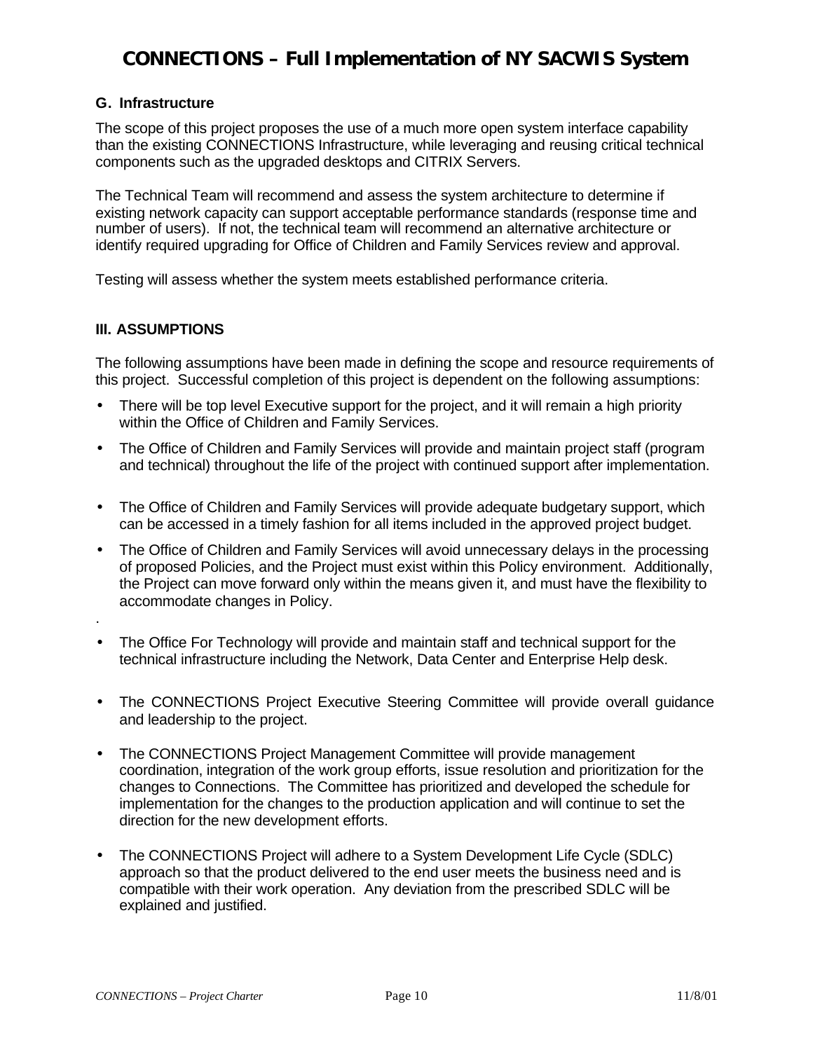### G. Infrastructure

The scope of this project proposes the use of a much more open system interface capability than the existing CONNECTIONS Infrastructure, while leveraging and reusing critical technical components such as the upgraded desktops and CITRIX Servers.

The Technical Team will recommend and assess the system architecture to determine if existing network capacity can support acceptable performance standards (response time and number of users). If not, the technical team will recommend an alternative architecture or identify required upgrading for Office of Children and Family Services review and approval.

Testing will assess whether the system meets established performance criteria.

## III. ASSUMPTIONS

The following assumptions have been made in defining the scope and resource requirements of this project. Successful completion of this project is dependent on the following assumptions:

- There will be top level Executive support for the project, and it will remain a high priority within the Office of Children and Family Services.
- The Office of Children and Family Services will provide and maintain project staff (program and technical) throughout the life of the project with continued support after implementation.
- The Office of Children and Family Services will provide adequate budgetary support, which can be accessed in a timely fashion for all items included in the approved project budget.
- The Office of Children and Family Services will avoid unnecessary delays in the processing of proposed Policies, and the Project must exist within this Policy environment. Additionally, the Project can move forward only within the means given it, and must have the flexibility to accommodate changes in Policy.
- The Office For Technology will provide and maintain staff and technical support for the technical infrastructure including the Network, Data Center and Enterprise Help desk.
- The CONNECTIONS Project Executive Steering Committee will provide overall guidance and leadership to the project.
- The CONNECTIONS Project Management Committee will provide management coordination, integration of the work group efforts, issue resolution and prioritization for the changes to Connections. The Committee has prioritized and developed the schedule for implementation for the changes to the production application and will continue to set the direction for the new development efforts.
- The CONNECTIONS Project will adhere to a System Development Life Cycle (SDLC) approach so that the product delivered to the end user meets the business need and is compatible with their work operation. Any deviation from the prescribed SDLC will be explained and justified.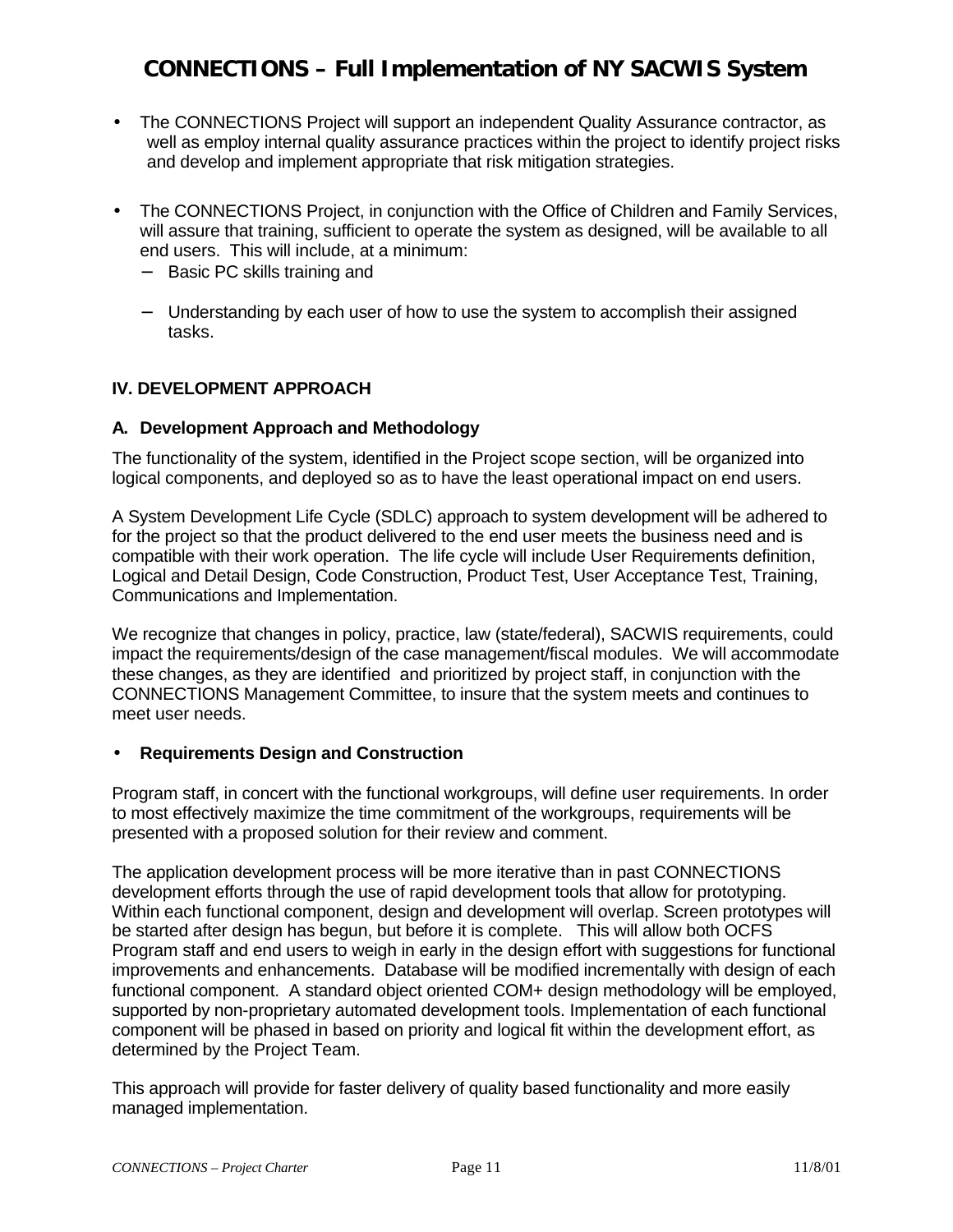- The CONNECTIONS Project will support an independent Quality Assurance contractor, as well as employ internal quality assurance practices within the project to identify project risks and develop and implement appropriate that risk mitigation strategies.

- The CONNECTIONS Project, in conjunction with the Office of Children and Family Services, will assure that training, sufficient to operate the system as designed, will be available to all end users. This will include, at a minimum:
  - Basic PC skills training and
  - Understanding by each user of how to use the system to accomplish their assigned tasks.

## IV. DEVELOPMENT APPROACH

### A. Development Approach and Methodology

The functionality of the system, identified in the Project scope section, will be organized into logical components, and deployed so as to have the least operational impact on end users.

A System Development Life Cycle (SDLC) approach to system development will be adhered to for the project so that the product delivered to the end user meets the business need and is compatible with their work operation. The life cycle will include User Requirements definition, Logical and Detail Design, Code Construction, Product Test, User Acceptance Test, Training, Communications and Implementation.

We recognize that changes in policy, practice, law (state/federal), SACWIS requirements, could impact the requirements/design of the case management/fiscal modules. We will accommodate these changes, as they are identified and prioritized by project staff, in conjunction with the CONNECTIONS Management Committee, to insure that the system meets and continues to meet user needs.

- **Requirements Design and Construction**

Program staff, in concert with the functional workgroups, will define user requirements. In order to most effectively maximize the time commitment of the workgroups, requirements will be presented with a proposed solution for their review and comment.

The application development process will be more iterative than in past CONNECTIONS development efforts through the use of rapid development tools that allow for prototyping. Within each functional component, design and development will overlap. Screen prototypes will be started after design has begun, but before it is complete. This will allow both OCFS Program staff and end users to weigh in early in the design effort with suggestions for functional improvements and enhancements. Database will be modified incrementally with design of each functional component. A standard object oriented COM+ design methodology will be employed, supported by non-proprietary automated development tools. Implementation of each functional component will be phased in based on priority and logical fit within the development effort, as determined by the Project Team.

This approach will provide for faster delivery of quality based functionality and more easily managed implementation.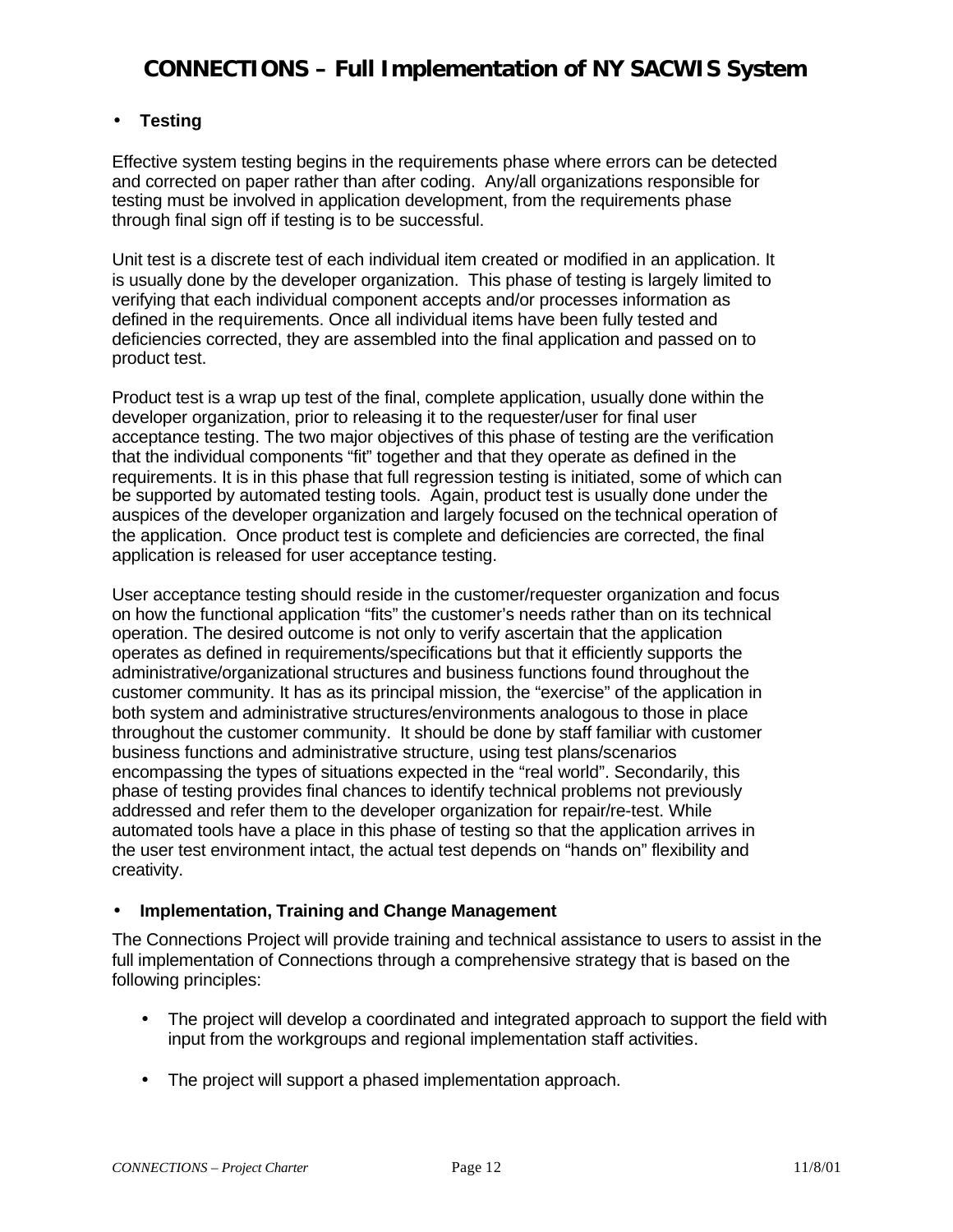- **Testing**

Effective system testing begins in the requirements phase where errors can be detected and corrected on paper rather than after coding. Any/all organizations responsible for testing must be involved in application development, from the requirements phase through final sign off if testing is to be successful.

Unit test is a discrete test of each individual item created or modified in an application. It is usually done by the developer organization. This phase of testing is largely limited to verifying that each individual component accepts and/or processes information as defined in the requirements. Once all individual items have been fully tested and deficiencies corrected, they are assembled into the final application and passed on to product test.

Product test is a wrap up test of the final, complete application, usually done within the developer organization, prior to releasing it to the requester/user for final user acceptance testing. The two major objectives of this phase of testing are the verification that the individual components "fit" together and that they operate as defined in the requirements. It is in this phase that full regression testing is initiated, some of which can be supported by automated testing tools. Again, product test is usually done under the auspices of the developer organization and largely focused on the technical operation of the application. Once product test is complete and deficiencies are corrected, the final application is released for user acceptance testing.

User acceptance testing should reside in the customer/requester organization and focus on how the functional application "fits" the customer's needs rather than on its technical operation. The desired outcome is not only to verify ascertain that the application operates as defined in requirements/specifications but that it efficiently supports the administrative/organizational structures and business functions found throughout the customer community. It has as its principal mission, the "exercise" of the application in both system and administrative structures/environments analogous to those in place throughout the customer community. It should be done by staff familiar with customer business functions and administrative structure, using test plans/scenarios encompassing the types of situations expected in the "real world". Secondarily, this phase of testing provides final chances to identify technical problems not previously addressed and refer them to the developer organization for repair/re-test. While automated tools have a place in this phase of testing so that the application arrives in the user test environment intact, the actual test depends on "hands on" flexibility and creativity.

- **Implementation, Training and Change Management**

The Connections Project will provide training and technical assistance to users to assist in the full implementation of Connections through a comprehensive strategy that is based on the following principles:

- The project will develop a coordinated and integrated approach to support the field with input from the workgroups and regional implementation staff activities.
- The project will support a phased implementation approach.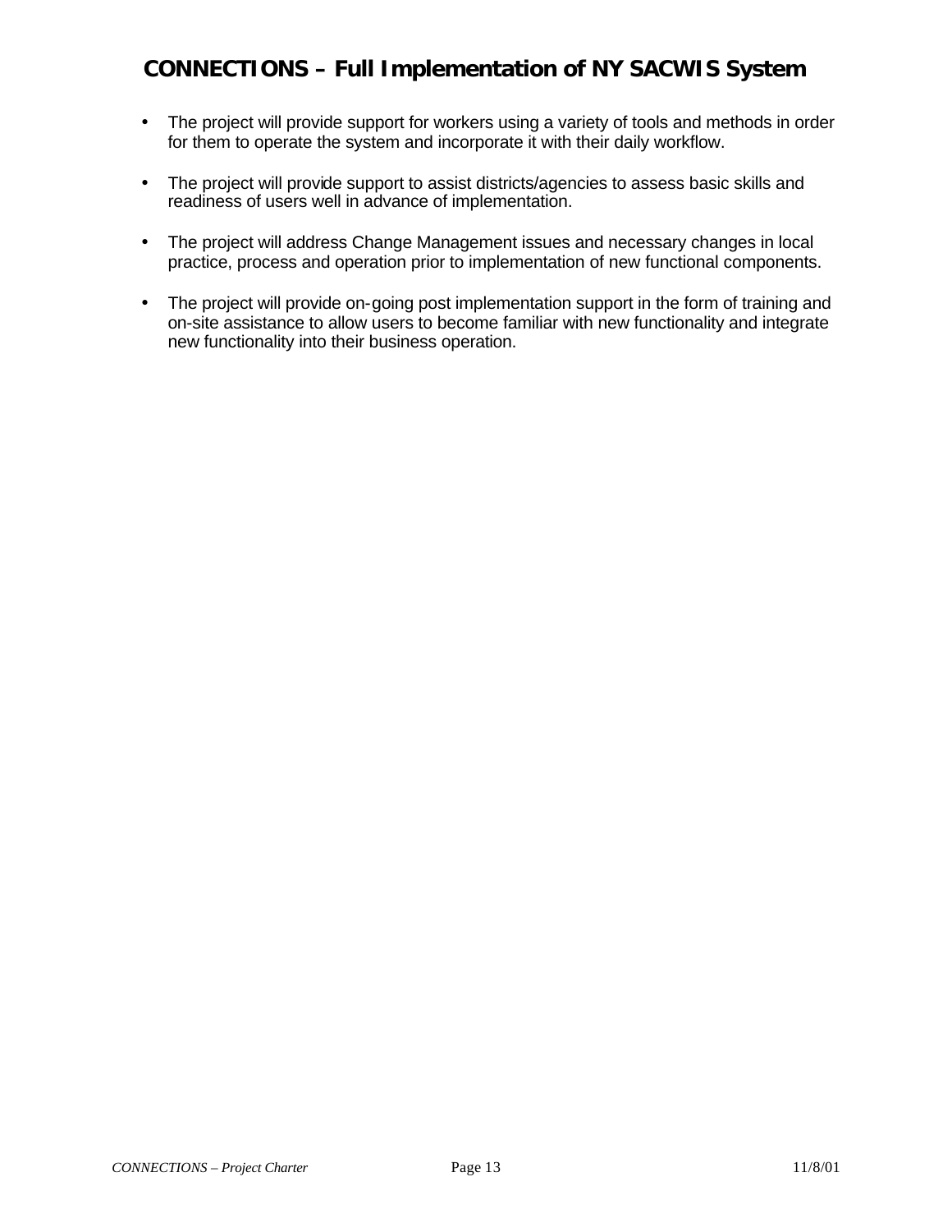- The project will provide support for workers using a variety of tools and methods in order for them to operate the system and incorporate it with their daily workflow.

- The project will provide support to assist districts/agencies to assess basic skills and readiness of users well in advance of implementation.

- The project will address Change Management issues and necessary changes in local practice, process and operation prior to implementation of new functional components.

- The project will provide on-going post implementation support in the form of training and on-site assistance to allow users to become familiar with new functionality and integrate new functionality into their business operation.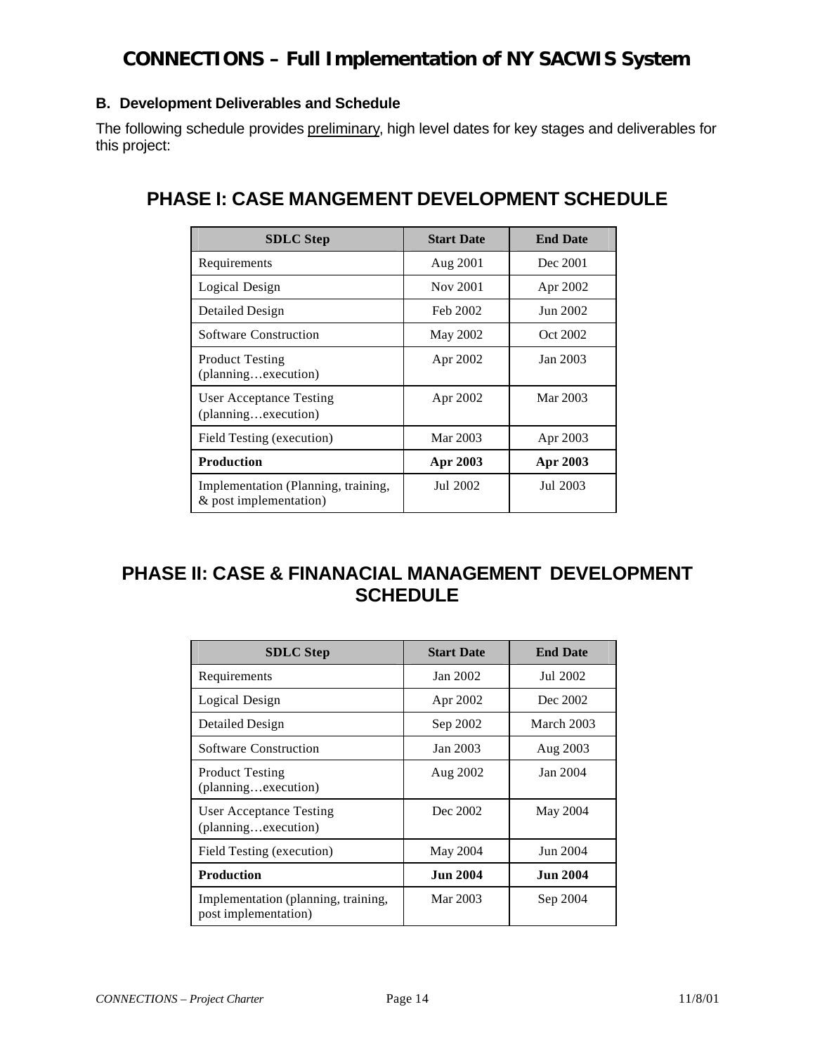# CONNECTIONS – Full Implementation of NY SACWIS System

### B. Development Deliverables and Schedule

The following schedule provides preliminary, high level dates for key stages and deliverables for this project:

## PHASE I: CASE MANGEMENT DEVELOPMENT SCHEDULE

| SDLC Step | Start Date | End Date |
|---|---|---|
| Requirements | Aug 2001 | Dec 2001 |
| Logical Design | Nov 2001 | Apr 2002 |
| Detailed Design | Feb 2002 | Jun 2002 |
| Software Construction | May 2002 | Oct 2002 |
| Product Testing (planning…execution) | Apr 2002 | Jan 2003 |
| User Acceptance Testing (planning…execution) | Apr 2002 | Mar 2003 |
| Field Testing (execution) | Mar 2003 | Apr 2003 |
| **Production** | **Apr 2003** | **Apr 2003** |
| Implementation (Planning, training, & post implementation) | Jul 2002 | Jul 2003 |

## PHASE II: CASE & FINANACIAL MANAGEMENT DEVELOPMENT SCHEDULE

| SDLC Step | Start Date | End Date |
|---|---|---|
| Requirements | Jan 2002 | Jul 2002 |
| Logical Design | Apr 2002 | Dec 2002 |
| Detailed Design | Sep 2002 | March 2003 |
| Software Construction | Jan 2003 | Aug 2003 |
| Product Testing (planning…execution) | Aug 2002 | Jan 2004 |
| User Acceptance Testing (planning…execution) | Dec 2002 | May 2004 |
| Field Testing (execution) | May 2004 | Jun 2004 |
| **Production** | **Jun 2004** | **Jun 2004** |
| Implementation (planning, training, post implementation) | Mar 2003 | Sep 2004 |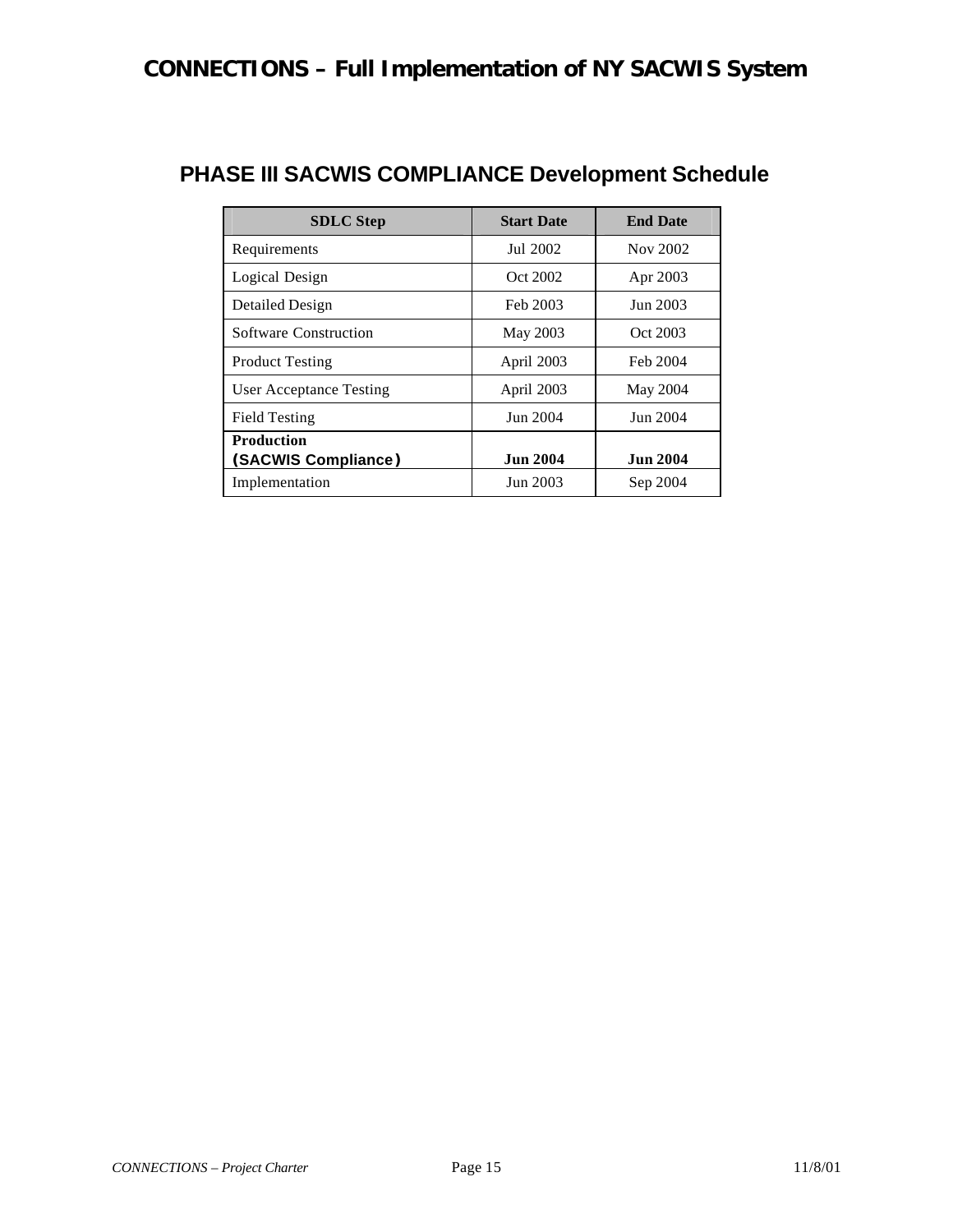## PHASE III SACWIS COMPLIANCE Development Schedule

| SDLC Step | Start Date | End Date |
|---|---|---|
| Requirements | Jul 2002 | Nov 2002 |
| Logical Design | Oct 2002 | Apr 2003 |
| Detailed Design | Feb 2003 | Jun 2003 |
| Software Construction | May 2003 | Oct 2003 |
| Product Testing | April 2003 | Feb 2004 |
| User Acceptance Testing | April 2003 | May 2004 |
| Field Testing | Jun 2004 | Jun 2004 |
| **Production (SACWIS Compliance)** | **Jun 2004** | **Jun 2004** |
| Implementation | Jun 2003 | Sep 2004 |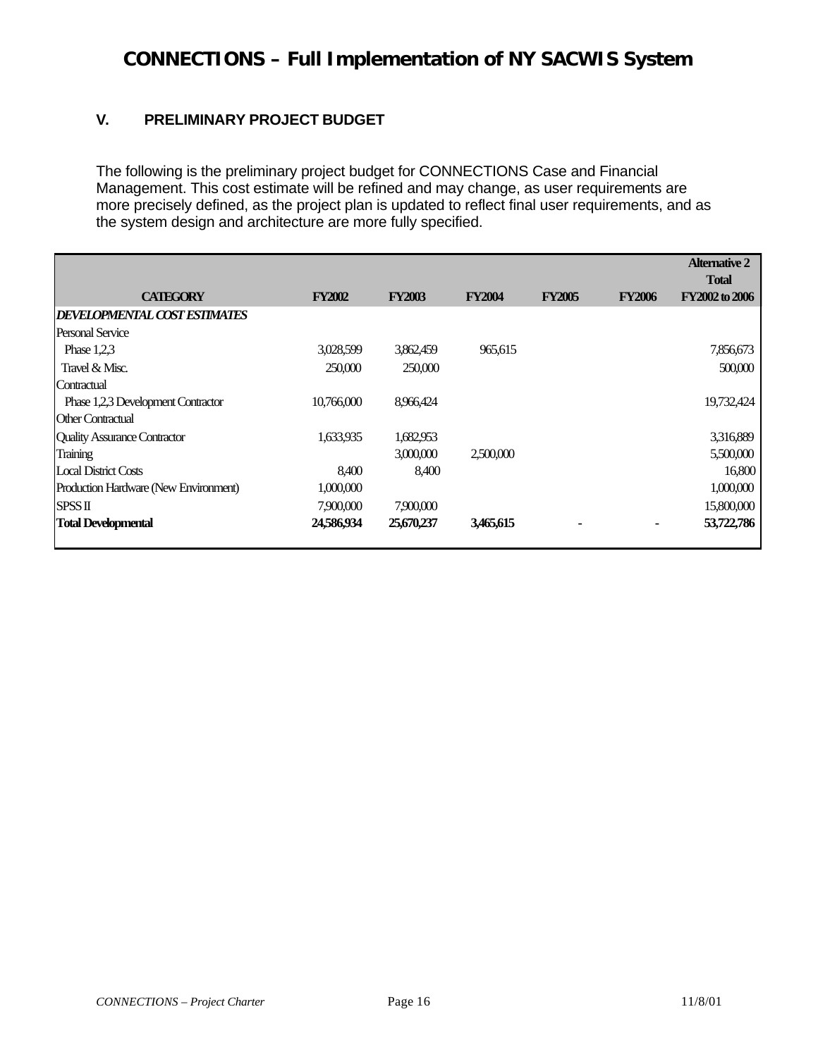# CONNECTIONS – Full Implementation of NY SACWIS System

## V. PRELIMINARY PROJECT BUDGET

The following is the preliminary project budget for CONNECTIONS Case and Financial Management. This cost estimate will be refined and may change, as user requirements are more precisely defined, as the project plan is updated to reflect final user requirements, and as the system design and architecture are more fully specified.

| CATEGORY | FY2002 | FY2003 | FY2004 | FY2005 | FY2006 | Alternative 2 Total FY2002 to 2006 |
|---|---|---|---|---|---|---|
| ***DEVELOPMENTAL COST ESTIMATES*** | | | | | | |
| Personal Service | | | | | | |
| Phase 1,2,3 | 3,028,599 | 3,862,459 | 965,615 | | | 7,856,673 |
| Travel & Misc. | 250,000 | 250,000 | | | | 500,000 |
| Contractual | | | | | | |
| Phase 1,2,3 Development Contractor | 10,766,000 | 8,966,424 | | | | 19,732,424 |
| Other Contractual | | | | | | |
| Quality Assurance Contractor | 1,633,935 | 1,682,953 | | | | 3,316,889 |
| Training | | 3,000,000 | 2,500,000 | | | 5,500,000 |
| Local District Costs | 8,400 | 8,400 | | | | 16,800 |
| Production Hardware (New Environment) | 1,000,000 | | | | | 1,000,000 |
| SPSS II | 7,900,000 | 7,900,000 | | | | 15,800,000 |
| **Total Developmental** | **24,586,934** | **25,670,237** | **3,465,615** | **-** | **-** | **53,722,786** |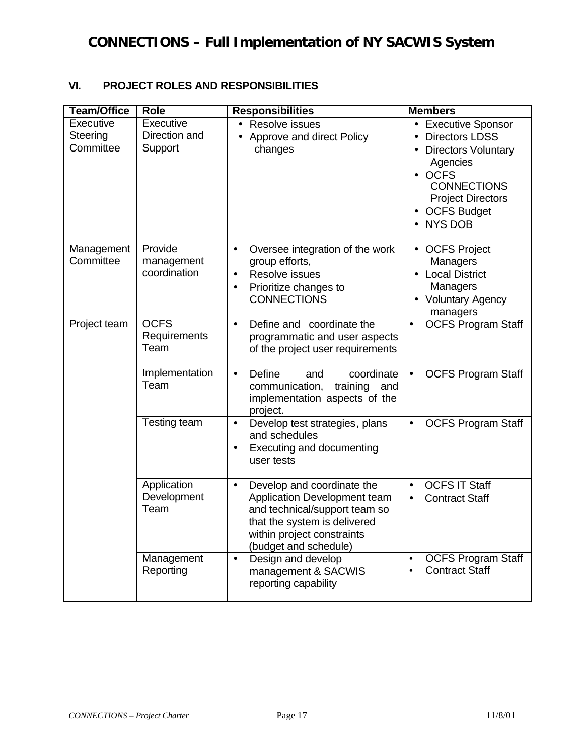# CONNECTIONS – Full Implementation of NY SACWIS System

## VI. PROJECT ROLES AND RESPONSIBILITIES

| Team/Office | Role | Responsibilities | Members |
|---|---|---|---|
| Executive Steering Committee | Executive Direction and Support | • Resolve issues<br>• Approve and direct Policy changes | • Executive Sponsor<br>• Directors LDSS<br>• Directors Voluntary Agencies<br>• OCFS CONNECTIONS Project Directors<br>• OCFS Budget<br>• NYS DOB |
| Management Committee | Provide management coordination | • Oversee integration of the work group efforts,<br>• Resolve issues<br>• Prioritize changes to CONNECTIONS | • OCFS Project Managers<br>• Local District Managers<br>• Voluntary Agency managers |
| Project team | OCFS Requirements Team | • Define and coordinate the programmatic and user aspects of the project user requirements | • OCFS Program Staff |
| | Implementation Team | • Define and coordinate communication, training and implementation aspects of the project. | • OCFS Program Staff |
| | Testing team | • Develop test strategies, plans and schedules<br>• Executing and documenting user tests | • OCFS Program Staff |
| | Application Development Team | • Develop and coordinate the Application Development team and technical/support team so that the system is delivered within project constraints (budget and schedule) | • OCFS IT Staff<br>• Contract Staff |
| | Management Reporting | • Design and develop management & SACWIS reporting capability | • OCFS Program Staff<br>• Contract Staff |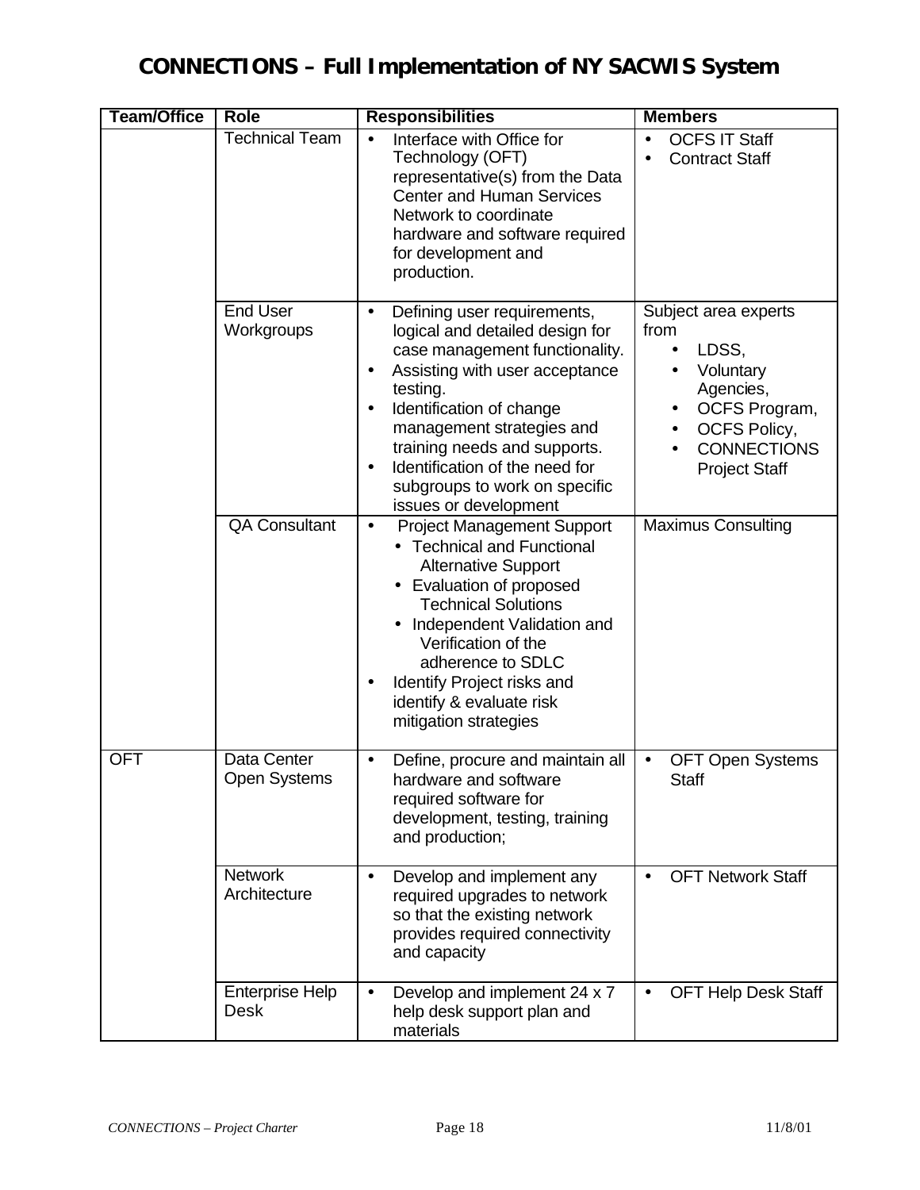# CONNECTIONS – Full Implementation of NY SACWIS System

| Team/Office | Role | Responsibilities | Members |
|---|---|---|---|
| | Technical Team | • Interface with Office for Technology (OFT) representative(s) from the Data Center and Human Services Network to coordinate hardware and software required for development and production. | • OCFS IT Staff<br>• Contract Staff |
| | End User Workgroups | • Defining user requirements, logical and detailed design for case management functionality.<br>• Assisting with user acceptance testing.<br>• Identification of change management strategies and training needs and supports.<br>• Identification of the need for subgroups to work on specific issues or development | Subject area experts from<br>• LDSS,<br>• Voluntary Agencies,<br>• OCFS Program,<br>• OCFS Policy,<br>• CONNECTIONS Project Staff |
| | QA Consultant | • Project Management Support<br>  • Technical and Functional Alternative Support<br>  • Evaluation of proposed Technical Solutions<br>  • Independent Validation and Verification of the adherence to SDLC<br>• Identify Project risks and identify & evaluate risk mitigation strategies | Maximus Consulting |
| OFT | Data Center Open Systems | • Define, procure and maintain all hardware and software required software for development, testing, training and production; | • OFT Open Systems Staff |
| | Network Architecture | • Develop and implement any required upgrades to network so that the existing network provides required connectivity and capacity | • OFT Network Staff |
| | Enterprise Help Desk | • Develop and implement 24 x 7 help desk support plan and materials | • OFT Help Desk Staff |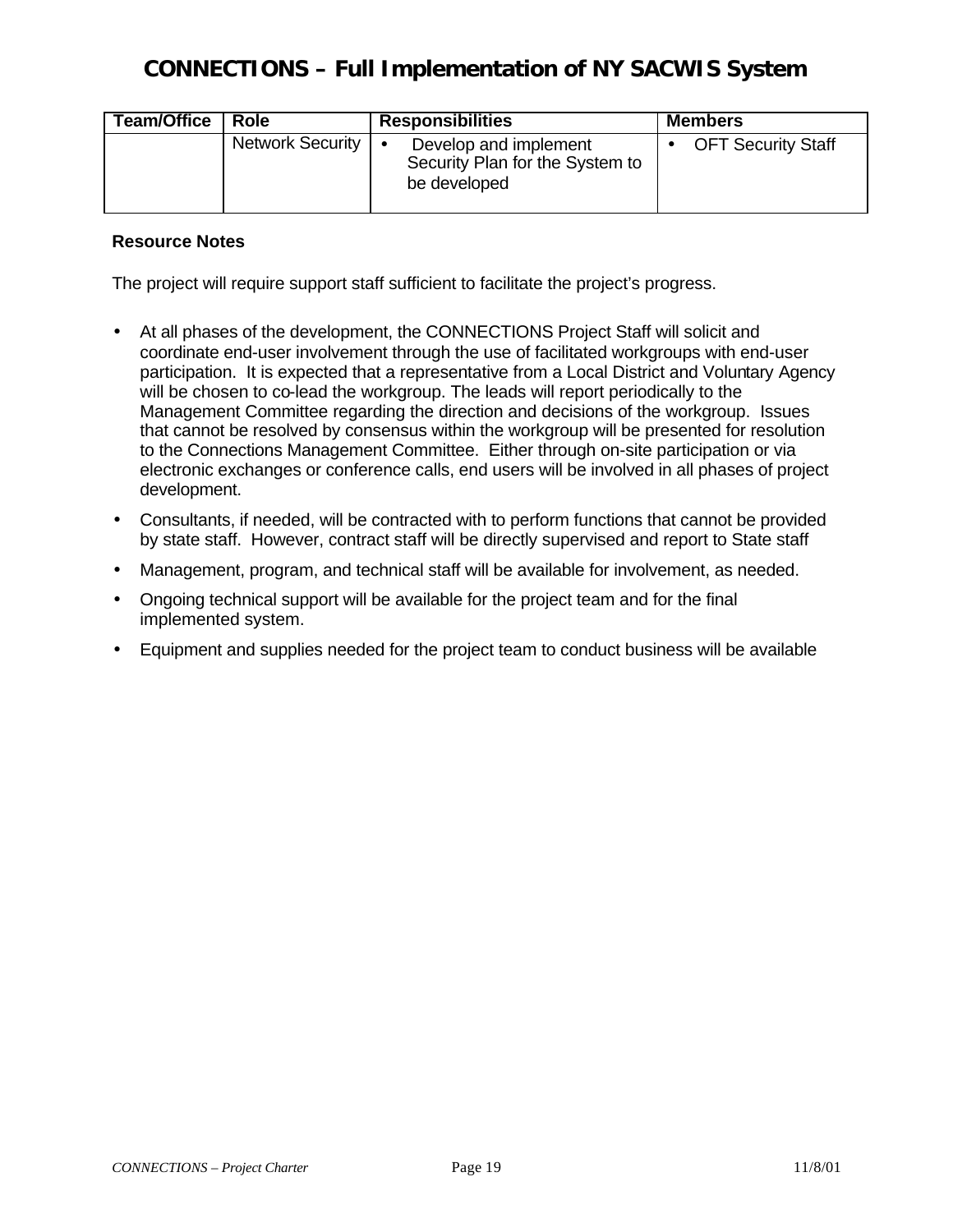| Team/Office | Role | Responsibilities | Members |
|---|---|---|---|
| | Network Security | • Develop and implement Security Plan for the System to be developed | • OFT Security Staff |

**Resource Notes**

The project will require support staff sufficient to facilitate the project's progress.

- At all phases of the development, the CONNECTIONS Project Staff will solicit and coordinate end-user involvement through the use of facilitated workgroups with end-user participation. It is expected that a representative from a Local District and Voluntary Agency will be chosen to co-lead the workgroup. The leads will report periodically to the Management Committee regarding the direction and decisions of the workgroup. Issues that cannot be resolved by consensus within the workgroup will be presented for resolution to the Connections Management Committee. Either through on-site participation or via electronic exchanges or conference calls, end users will be involved in all phases of project development.
- Consultants, if needed, will be contracted with to perform functions that cannot be provided by state staff. However, contract staff will be directly supervised and report to State staff
- Management, program, and technical staff will be available for involvement, as needed.
- Ongoing technical support will be available for the project team and for the final implemented system.
- Equipment and supplies needed for the project team to conduct business will be available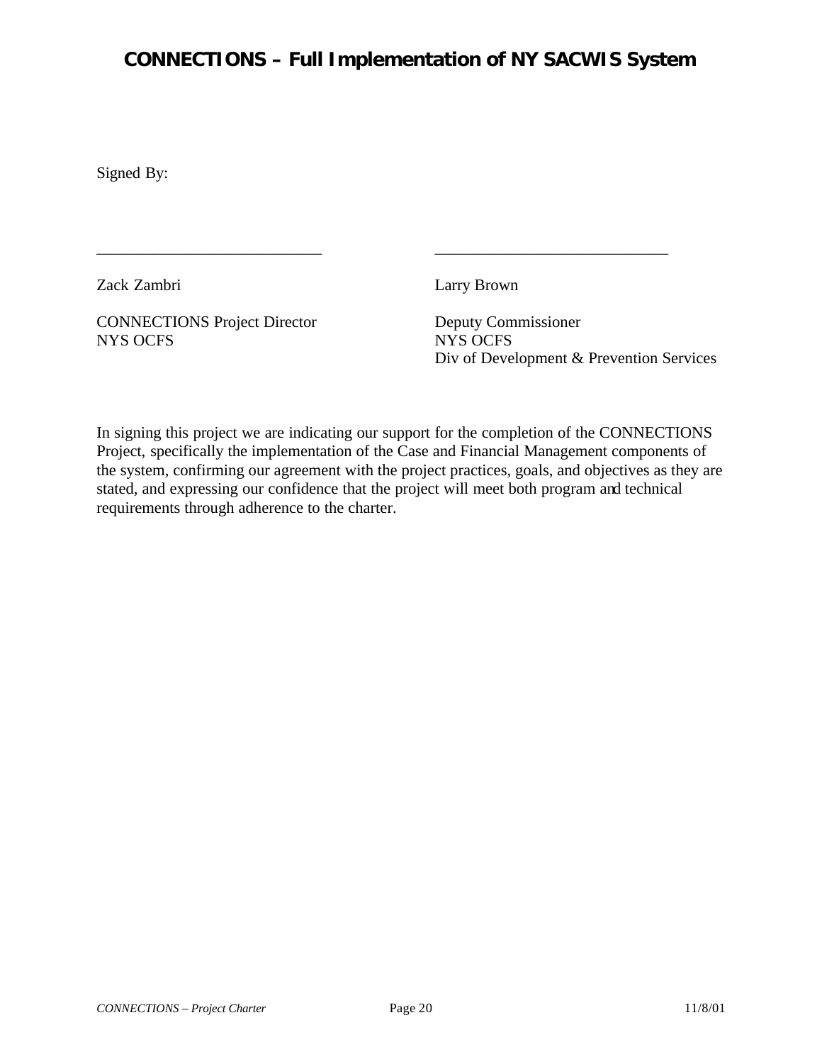Signed By:

\_\_\_\_\_\_\_\_\_\_\_\_\_\_\_\_\_\_\_\_\_\_\_\_\_\_\_\_ \_\_\_\_\_\_\_\_\_\_\_\_\_\_\_\_\_\_\_\_\_\_\_\_\_\_\_\_\_\_

| | |
|---|---|
| Zack Zambri | Larry Brown |
| CONNECTIONS Project Director<br>NYS OCFS | Deputy Commissioner<br>NYS OCFS<br>Div of Development & Prevention Services |

In signing this project we are indicating our support for the completion of the CONNECTIONS Project, specifically the implementation of the Case and Financial Management components of the system, confirming our agreement with the project practices, goals, and objectives as they are stated, and expressing our confidence that the project will meet both program and technical requirements through adherence to the charter.